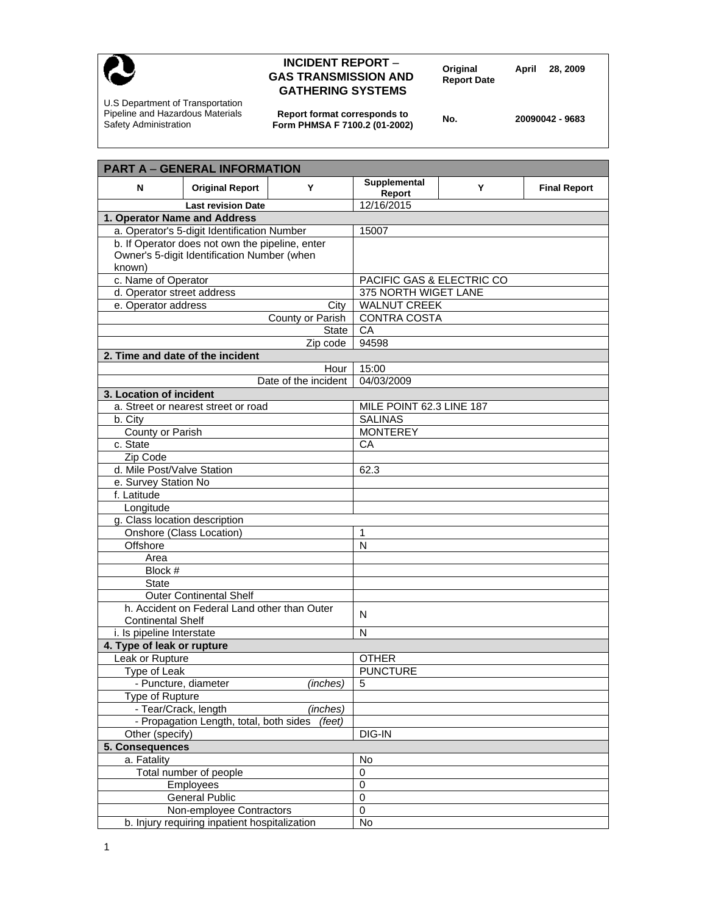U.S Department of Transportation
Pipeline and Hazardous Materials Safety Administration

# INCIDENT REPORT – GAS TRANSMISSION AND GATHERING SYSTEMS

Report format corresponds to Form PHMSA F 7100.2 (01-2002)

**Original Report Date** April 28, 2009

**No.** 20090042 - 9683

| PART A – GENERAL INFORMATION | | | | | |
|---|---|---|---|---|---|
| N | Original Report | Y | Supplemental Report | Y | Final Report |
| Last revision Date | | | 12/16/2015 | | |
| **1. Operator Name and Address** | | | | | |
| a. Operator's 5-digit Identification Number | | | 15007 | | |
| b. If Operator does not own the pipeline, enter Owner's 5-digit Identification Number (when known) | | | | | |
| c. Name of Operator | | | PACIFIC GAS & ELECTRIC CO | | |
| d. Operator street address | | | 375 NORTH WIGET LANE | | |
| e. Operator address | | City | WALNUT CREEK | | |
| | | County or Parish | CONTRA COSTA | | |
| | | State | CA | | |
| | | Zip code | 94598 | | |
| **2. Time and date of the incident** | | | | | |
| | | Hour | 15:00 | | |
| | | Date of the incident | 04/03/2009 | | |
| **3. Location of incident** | | | | | |
| a. Street or nearest street or road | | | MILE POINT 62.3 LINE 187 | | |
| b. City | | | SALINAS | | |
| County or Parish | | | MONTEREY | | |
| c. State | | | CA | | |
| Zip Code | | | | | |
| d. Mile Post/Valve Station | | | 62.3 | | |
| e. Survey Station No | | | | | |
| f. Latitude | | | | | |
| Longitude | | | | | |
| g. Class location description | | | | | |
| Onshore (Class Location) | | | 1 | | |
| Offshore | | | N | | |
| Area | | | | | |
| Block # | | | | | |
| State | | | | | |
| Outer Continental Shelf | | | | | |
| h. Accident on Federal Land other than Outer Continental Shelf | | | N | | |
| i. Is pipeline Interstate | | | N | | |
| **4. Type of leak or rupture** | | | | | |
| Leak or Rupture | | | OTHER | | |
| Type of Leak | | | PUNCTURE | | |
| - Puncture, diameter | | *(inches)* | 5 | | |
| Type of Rupture | | | | | |
| - Tear/Crack, length | | *(inches)* | | | |
| - Propagation Length, total, both sides | | *(feet)* | | | |
| Other (specify) | | | DIG-IN | | |
| **5. Consequences** | | | | | |
| a. Fatality | | | No | | |
| Total number of people | | | 0 | | |
| Employees | | | 0 | | |
| General Public | | | 0 | | |
| Non-employee Contractors | | | 0 | | |
| b. Injury requiring inpatient hospitalization | | | No | | |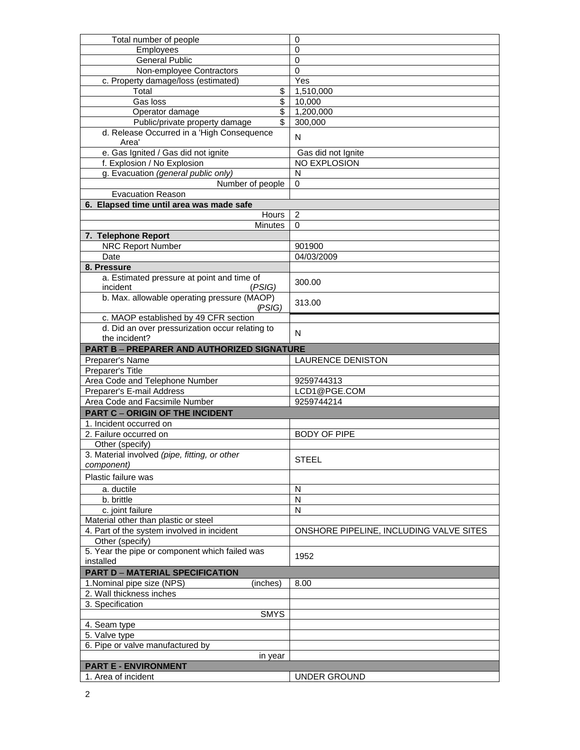| | |
|---|---|
| Total number of people | 0 |
| Employees | 0 |
| General Public | 0 |
| Non-employee Contractors | 0 |
| c. Property damage/loss (estimated) | Yes |
| Total $ | 1,510,000 |
| Gas loss $ | 10,000 |
| Operator damage $ | 1,200,000 |
| Public/private property damage $ | 300,000 |
| d. Release Occurred in a 'High Consequence Area' | N |
| e. Gas Ignited / Gas did not ignite | Gas did not Ignite |
| f. Explosion / No Explosion | NO EXPLOSION |
| g. Evacuation *(general public only)* | N |
| Number of people | 0 |
| Evacuation Reason | |
| **6. Elapsed time until area was made safe** | |
| Hours | 2 |
| Minutes | 0 |
| **7. Telephone Report** | |
| NRC Report Number | 901900 |
| Date | 04/03/2009 |
| **8. Pressure** | |
| a. Estimated pressure at point and time of incident *(PSIG)* | 300.00 |
| b. Max. allowable operating pressure (MAOP) *(PSIG)* | 313.00 |
| c. MAOP established by 49 CFR section | |
| d. Did an over pressurization occur relating to the incident? | N |
| **PART B – PREPARER AND AUTHORIZED SIGNATURE** | |
| Preparer's Name | LAURENCE DENISTON |
| Preparer's Title | |
| Area Code and Telephone Number | 9259744313 |
| Preparer's E-mail Address | LCD1@PGE.COM |
| Area Code and Facsimile Number | 9259744214 |
| **PART C – ORIGIN OF THE INCIDENT** | |
| 1. Incident occurred on | |
| 2. Failure occurred on | BODY OF PIPE |
| Other (specify) | |
| 3. Material involved *(pipe, fitting, or other component)* | STEEL |
| Plastic failure was | |
| a. ductile | N |
| b. brittle | N |
| c. joint failure | N |
| Material other than plastic or steel | |
| 4. Part of the system involved in incident | ONSHORE PIPELINE, INCLUDING VALVE SITES |
| Other (specify) | |
| 5. Year the pipe or component which failed was installed | 1952 |
| **PART D – MATERIAL SPECIFICATION** | |
| 1.Nominal pipe size (NPS) (inches) | 8.00 |
| 2. Wall thickness inches | |
| 3. Specification | |
| SMYS | |
| 4. Seam type | |
| 5. Valve type | |
| 6. Pipe or valve manufactured by | |
| in year | |
| **PART E - ENVIRONMENT** | |
| 1. Area of incident | UNDER GROUND |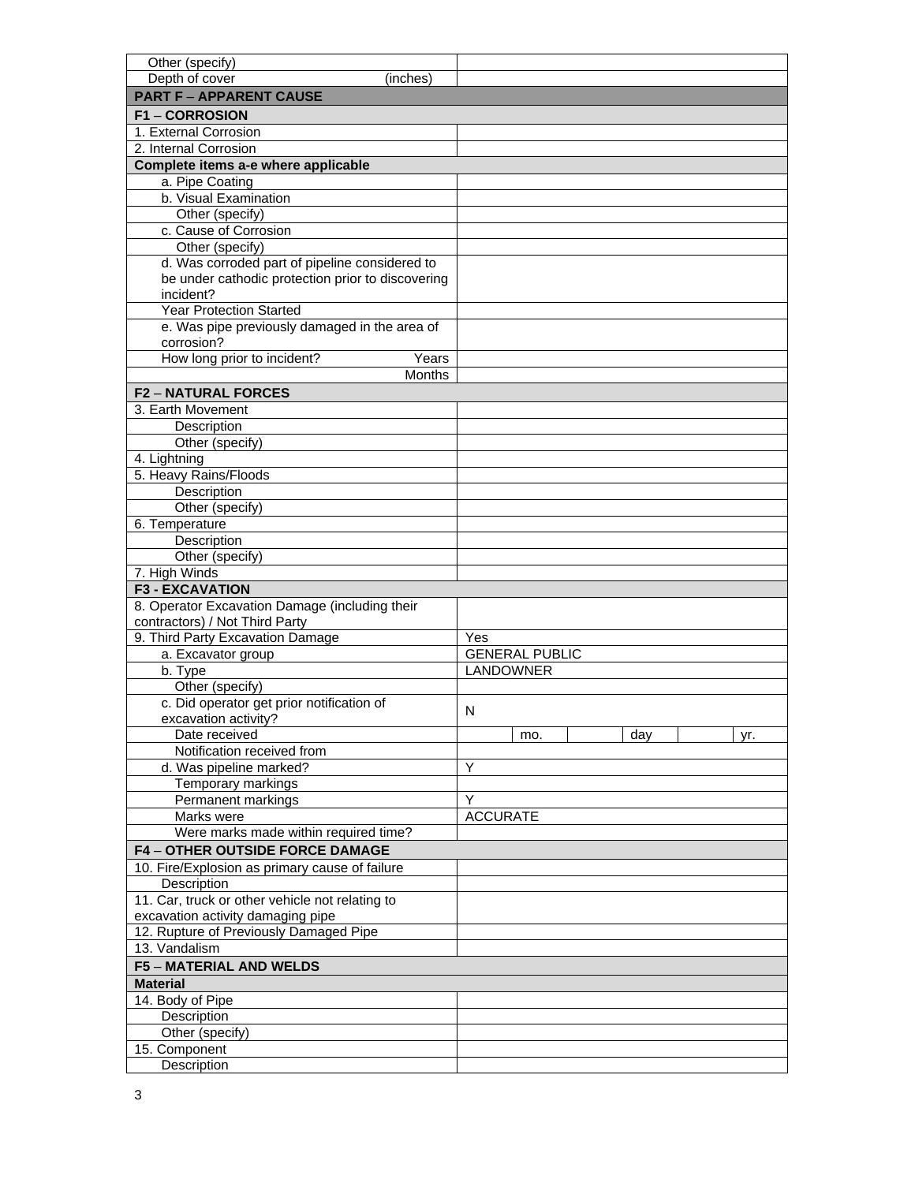| | |
|---|---|
| Other (specify) | |
| Depth of cover (inches) | |
| **PART F – APPARENT CAUSE** | |
| **F1 – CORROSION** | |
| 1. External Corrosion | |
| 2. Internal Corrosion | |
| **Complete items a-e where applicable** | |
| a. Pipe Coating | |
| b. Visual Examination | |
| Other (specify) | |
| c. Cause of Corrosion | |
| Other (specify) | |
| d. Was corroded part of pipeline considered to be under cathodic protection prior to discovering incident? | |
| Year Protection Started | |
| e. Was pipe previously damaged in the area of corrosion? | |
| How long prior to incident? Years | |
| Months | |
| **F2 – NATURAL FORCES** | |
| 3. Earth Movement | |
| Description | |
| Other (specify) | |
| 4. Lightning | |
| 5. Heavy Rains/Floods | |
| Description | |
| Other (specify) | |
| 6. Temperature | |
| Description | |
| Other (specify) | |
| 7. High Winds | |
| **F3 - EXCAVATION** | |
| 8. Operator Excavation Damage (including their contractors) / Not Third Party | |
| 9. Third Party Excavation Damage | Yes |
| a. Excavator group | GENERAL PUBLIC |
| b. Type | LANDOWNER |
| Other (specify) | |
| c. Did operator get prior notification of excavation activity? | N |
| Date received | mo. day yr. |
| Notification received from | |
| d. Was pipeline marked? | Y |
| Temporary markings | |
| Permanent markings | Y |
| Marks were | ACCURATE |
| Were marks made within required time? | |
| **F4 – OTHER OUTSIDE FORCE DAMAGE** | |
| 10. Fire/Explosion as primary cause of failure | |
| Description | |
| 11. Car, truck or other vehicle not relating to excavation activity damaging pipe | |
| 12. Rupture of Previously Damaged Pipe | |
| 13. Vandalism | |
| **F5 – MATERIAL AND WELDS** | |
| **Material** | |
| 14. Body of Pipe | |
| Description | |
| Other (specify) | |
| 15. Component | |
| Description | |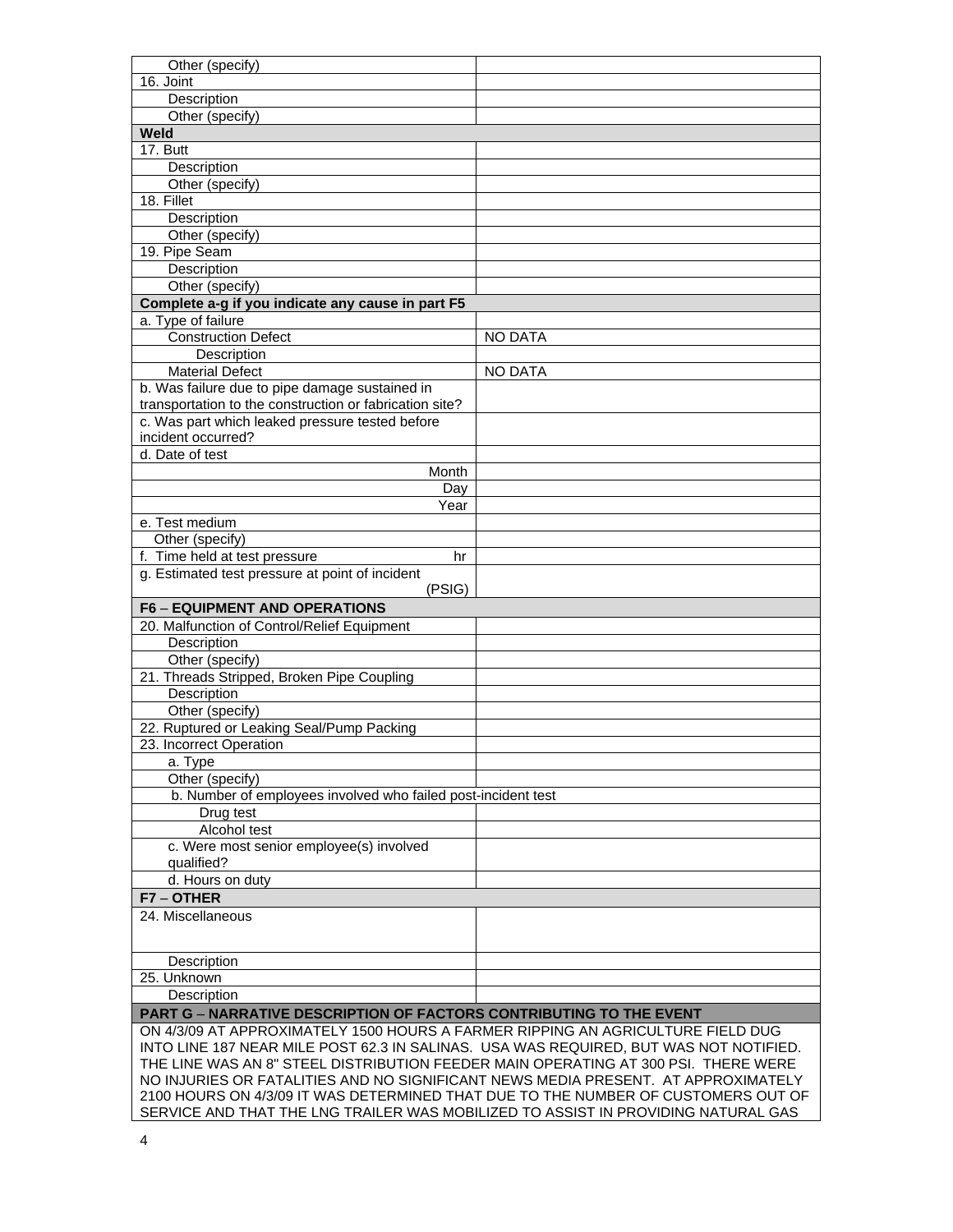| | |
|---|---|
| Other (specify) | |
| 16. Joint | |
| Description | |
| Other (specify) | |
| **Weld** | |
| 17. Butt | |
| Description | |
| Other (specify) | |
| 18. Fillet | |
| Description | |
| Other (specify) | |
| 19. Pipe Seam | |
| Description | |
| Other (specify) | |
| **Complete a-g if you indicate any cause in part F5** | |
| a. Type of failure | |
| Construction Defect | NO DATA |
| Description | |
| Material Defect | NO DATA |
| b. Was failure due to pipe damage sustained in transportation to the construction or fabrication site? | |
| c. Was part which leaked pressure tested before incident occurred? | |
| d. Date of test | |
| Month | |
| Day | |
| Year | |
| e. Test medium | |
| Other (specify) | |
| f. Time held at test pressure hr | |
| g. Estimated test pressure at point of incident (PSIG) | |
| **F6 – EQUIPMENT AND OPERATIONS** | |
| 20. Malfunction of Control/Relief Equipment | |
| Description | |
| Other (specify) | |
| 21. Threads Stripped, Broken Pipe Coupling | |
| Description | |
| Other (specify) | |
| 22. Ruptured or Leaking Seal/Pump Packing | |
| 23. Incorrect Operation | |
| a. Type | |
| Other (specify) | |
| b. Number of employees involved who failed post-incident test | |
| Drug test | |
| Alcohol test | |
| c. Were most senior employee(s) involved qualified? | |
| d. Hours on duty | |
| **F7 – OTHER** | |
| 24. Miscellaneous | |
| Description | |
| 25. Unknown | |
| Description | |

**PART G – NARRATIVE DESCRIPTION OF FACTORS CONTRIBUTING TO THE EVENT**

ON 4/3/09 AT APPROXIMATELY 1500 HOURS A FARMER RIPPING AN AGRICULTURE FIELD DUG INTO LINE 187 NEAR MILE POST 62.3 IN SALINAS. USA WAS REQUIRED, BUT WAS NOT NOTIFIED. THE LINE WAS AN 8" STEEL DISTRIBUTION FEEDER MAIN OPERATING AT 300 PSI. THERE WERE NO INJURIES OR FATALITIES AND NO SIGNIFICANT NEWS MEDIA PRESENT. AT APPROXIMATELY 2100 HOURS ON 4/3/09 IT WAS DETERMINED THAT DUE TO THE NUMBER OF CUSTOMERS OUT OF SERVICE AND THAT THE LNG TRAILER WAS MOBILIZED TO ASSIST IN PROVIDING NATURAL GAS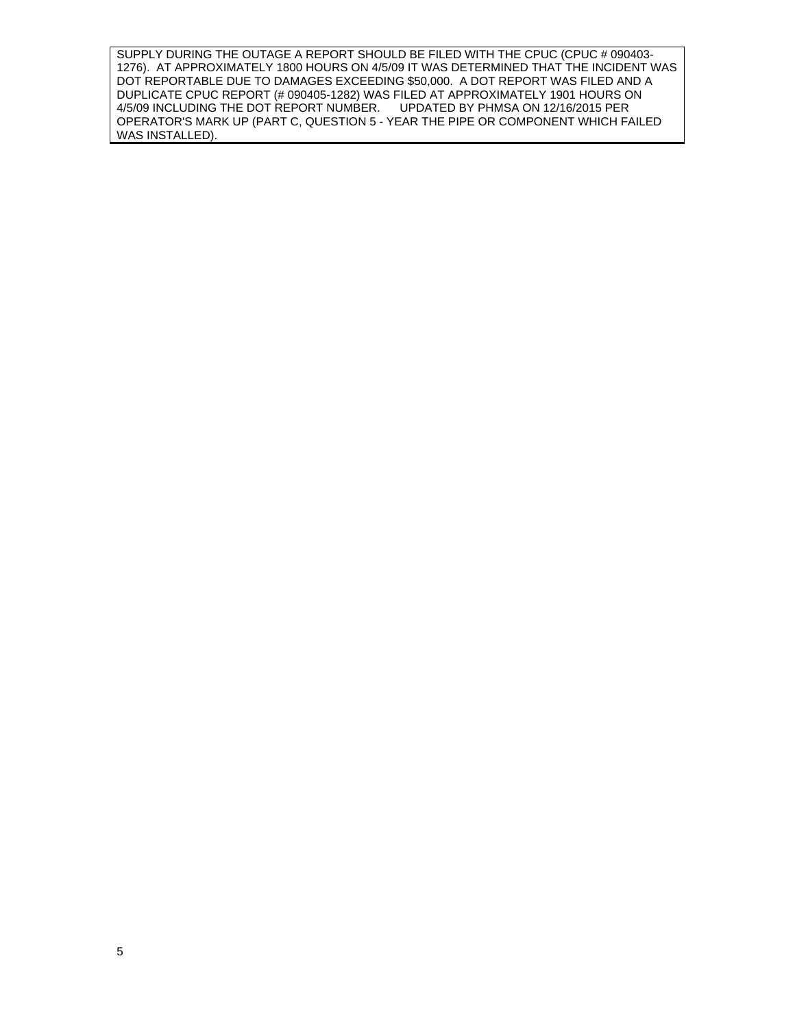SUPPLY DURING THE OUTAGE A REPORT SHOULD BE FILED WITH THE CPUC (CPUC # 090403-1276). AT APPROXIMATELY 1800 HOURS ON 4/5/09 IT WAS DETERMINED THAT THE INCIDENT WAS DOT REPORTABLE DUE TO DAMAGES EXCEEDING $50,000. A DOT REPORT WAS FILED AND A DUPLICATE CPUC REPORT (# 090405-1282) WAS FILED AT APPROXIMATELY 1901 HOURS ON 4/5/09 INCLUDING THE DOT REPORT NUMBER. UPDATED BY PHMSA ON 12/16/2015 PER OPERATOR'S MARK UP (PART C, QUESTION 5 - YEAR THE PIPE OR COMPONENT WHICH FAILED WAS INSTALLED).